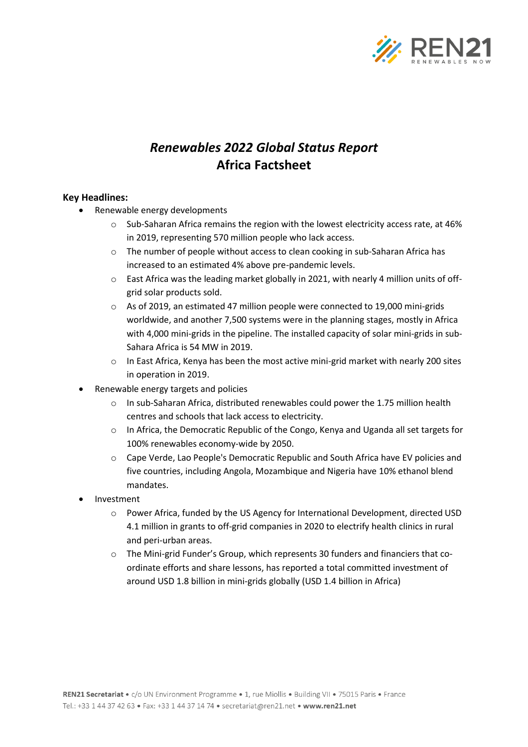# *Renewables 2022 Global Status Report*
# Africa Factsheet

**Key Headlines:**

- Renewable energy developments
  - Sub-Saharan Africa remains the region with the lowest electricity access rate, at 46% in 2019, representing 570 million people who lack access.
  - The number of people without access to clean cooking in sub-Saharan Africa has increased to an estimated 4% above pre-pandemic levels.
  - East Africa was the leading market globally in 2021, with nearly 4 million units of off-grid solar products sold.
  - As of 2019, an estimated 47 million people were connected to 19,000 mini-grids worldwide, and another 7,500 systems were in the planning stages, mostly in Africa with 4,000 mini-grids in the pipeline. The installed capacity of solar mini-grids in sub-Sahara Africa is 54 MW in 2019.
  - In East Africa, Kenya has been the most active mini-grid market with nearly 200 sites in operation in 2019.
- Renewable energy targets and policies
  - In sub-Saharan Africa, distributed renewables could power the 1.75 million health centres and schools that lack access to electricity.
  - In Africa, the Democratic Republic of the Congo, Kenya and Uganda all set targets for 100% renewables economy-wide by 2050.
  - Cape Verde, Lao People's Democratic Republic and South Africa have EV policies and five countries, including Angola, Mozambique and Nigeria have 10% ethanol blend mandates.
- Investment
  - Power Africa, funded by the US Agency for International Development, directed USD 4.1 million in grants to off-grid companies in 2020 to electrify health clinics in rural and peri-urban areas.
  - The Mini-grid Funder's Group, which represents 30 funders and financiers that co-ordinate efforts and share lessons, has reported a total committed investment of around USD 1.8 billion in mini-grids globally (USD 1.4 billion in Africa)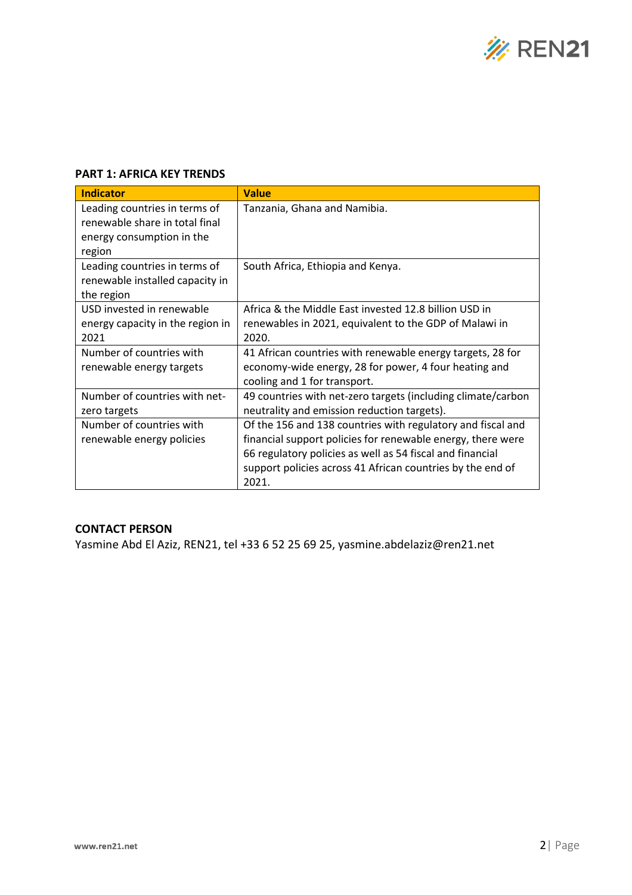**PART 1: AFRICA KEY TRENDS**

| Indicator | Value |
|---|---|
| Leading countries in terms of renewable share in total final energy consumption in the region | Tanzania, Ghana and Namibia. |
| Leading countries in terms of renewable installed capacity in the region | South Africa, Ethiopia and Kenya. |
| USD invested in renewable energy capacity in the region in 2021 | Africa & the Middle East invested 12.8 billion USD in renewables in 2021, equivalent to the GDP of Malawi in 2020. |
| Number of countries with renewable energy targets | 41 African countries with renewable energy targets, 28 for economy-wide energy, 28 for power, 4 four heating and cooling and 1 for transport. |
| Number of countries with net-zero targets | 49 countries with net-zero targets (including climate/carbon neutrality and emission reduction targets). |
| Number of countries with renewable energy policies | Of the 156 and 138 countries with regulatory and fiscal and financial support policies for renewable energy, there were 66 regulatory policies as well as 54 fiscal and financial support policies across 41 African countries by the end of 2021. |

**CONTACT PERSON**

Yasmine Abd El Aziz, REN21, tel +33 6 52 25 69 25, yasmine.abdelaziz@ren21.net